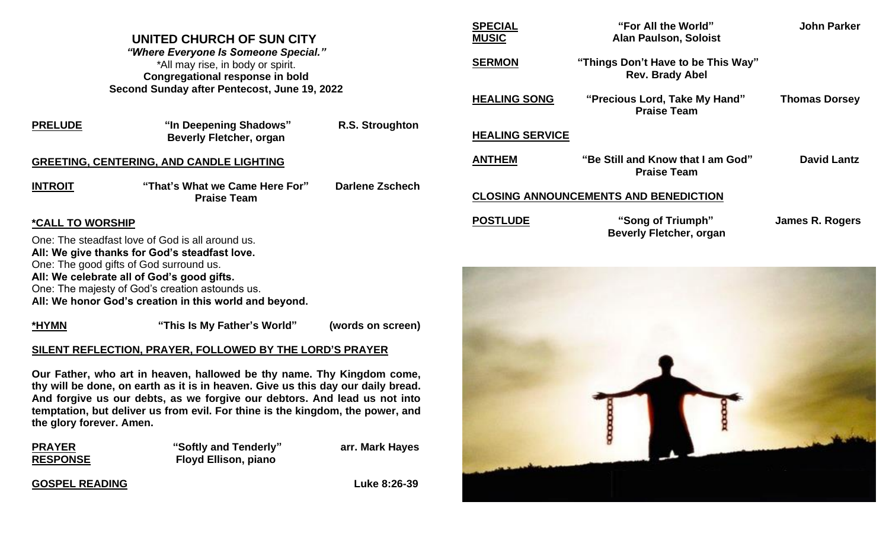# UNITED CHURCH OF SUN CITY

***"Where Everyone Is Someone Special."***

*All may rise, in body or spirit.

**Congregational response in bold**

**Second Sunday after Pentecost, June 19, 2022**

**PRELUDE** — **"In Deepening Shadows"** — **R.S. Stroughton**
**Beverly Fletcher, organ**

**GREETING, CENTERING, AND CANDLE LIGHTING**

**INTROIT** — **"That's What we Came Here For"** — **Darlene Zschech**
**Praise Team**

**\*CALL TO WORSHIP**

One: The steadfast love of God is all around us.
**All: We give thanks for God's steadfast love.**
One: The good gifts of God surround us.
**All: We celebrate all of God's good gifts.**
One: The majesty of God's creation astounds us.
**All: We honor God's creation in this world and beyond.**

**\*HYMN** — **"This Is My Father's World"** — **(words on screen)**

**SILENT REFLECTION, PRAYER, FOLLOWED BY THE LORD'S PRAYER**

**Our Father, who art in heaven, hallowed be thy name. Thy Kingdom come, thy will be done, on earth as it is in heaven. Give us this day our daily bread. And forgive us our debts, as we forgive our debtors. And lead us not into temptation, but deliver us from evil. For thine is the kingdom, the power, and the glory forever. Amen.**

**PRAYER RESPONSE** — **"Softly and Tenderly"** — **arr. Mark Hayes**
**Floyd Ellison, piano**

**GOSPEL READING** — **Luke 8:26-39**

**SPECIAL MUSIC** — **"For All the World"** — **John Parker**
**Alan Paulson, Soloist**

**SERMON** — **"Things Don't Have to be This Way"**
**Rev. Brady Abel**

**HEALING SONG** — **"Precious Lord, Take My Hand"** — **Thomas Dorsey**
**Praise Team**

**HEALING SERVICE**

**ANTHEM** — **"Be Still and Know that I am God"** — **David Lantz**
**Praise Team**

**CLOSING ANNOUNCEMENTS AND BENEDICTION**

**POSTLUDE** — **"Song of Triumph"** — **James R. Rogers**
**Beverly Fletcher, organ**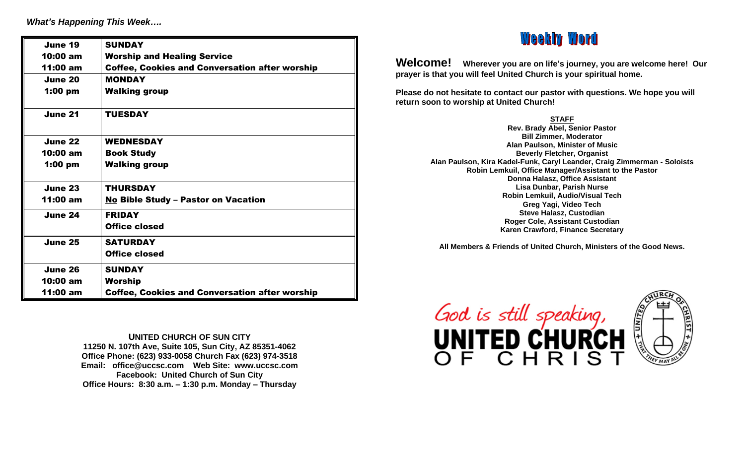*What's Happening This Week….*

| | |
|---|---|
| **June 19** | **SUNDAY** |
| **10:00 am** | **Worship and Healing Service** |
| **11:00 am** | **Coffee, Cookies and Conversation after worship** |
| **June 20** | **MONDAY** |
| **1:00 pm** | **Walking group** |
| **June 21** | **TUESDAY** |
| **June 22** | **WEDNESDAY** |
| **10:00 am** | **Book Study** |
| **1:00 pm** | **Walking group** |
| **June 23** | **THURSDAY** |
| **11:00 am** | **No Bible Study – Pastor on Vacation** |
| **June 24** | **FRIDAY** |
| | **Office closed** |
| **June 25** | **SATURDAY** |
| | **Office closed** |
| **June 26** | **SUNDAY** |
| **10:00 am** | **Worship** |
| **11:00 am** | **Coffee, Cookies and Conversation after worship** |

**UNITED CHURCH OF SUN CITY**
**11250 N. 107th Ave, Suite 105, Sun City, AZ 85351-4062**
**Office Phone: (623) 933-0058 Church Fax (623) 974-3518**
**Email: office@uccsc.com Web Site: www.uccsc.com**
**Facebook: United Church of Sun City**
**Office Hours: 8:30 a.m. – 1:30 p.m. Monday – Thursday**

# Weekly Word

**Welcome!** **Wherever you are on life's journey, you are welcome here! Our prayer is that you will feel United Church is your spiritual home.**

**Please do not hesitate to contact our pastor with questions. We hope you will return soon to worship at United Church!**

**STAFF**
**Rev. Brady Abel, Senior Pastor**
**Bill Zimmer, Moderator**
**Alan Paulson, Minister of Music**
**Beverly Fletcher, Organist**
**Alan Paulson, Kira Kadel-Funk, Caryl Leander, Craig Zimmerman - Soloists**
**Robin Lemkuil, Office Manager/Assistant to the Pastor**
**Donna Halasz, Office Assistant**
**Lisa Dunbar, Parish Nurse**
**Robin Lemkuil, Audio/Visual Tech**
**Greg Yagi, Video Tech**
**Steve Halasz, Custodian**
**Roger Cole, Assistant Custodian**
**Karen Crawford, Finance Secretary**

**All Members & Friends of United Church, Ministers of the Good News.**

God is still speaking,
**UNITED CHURCH OF CHRIST**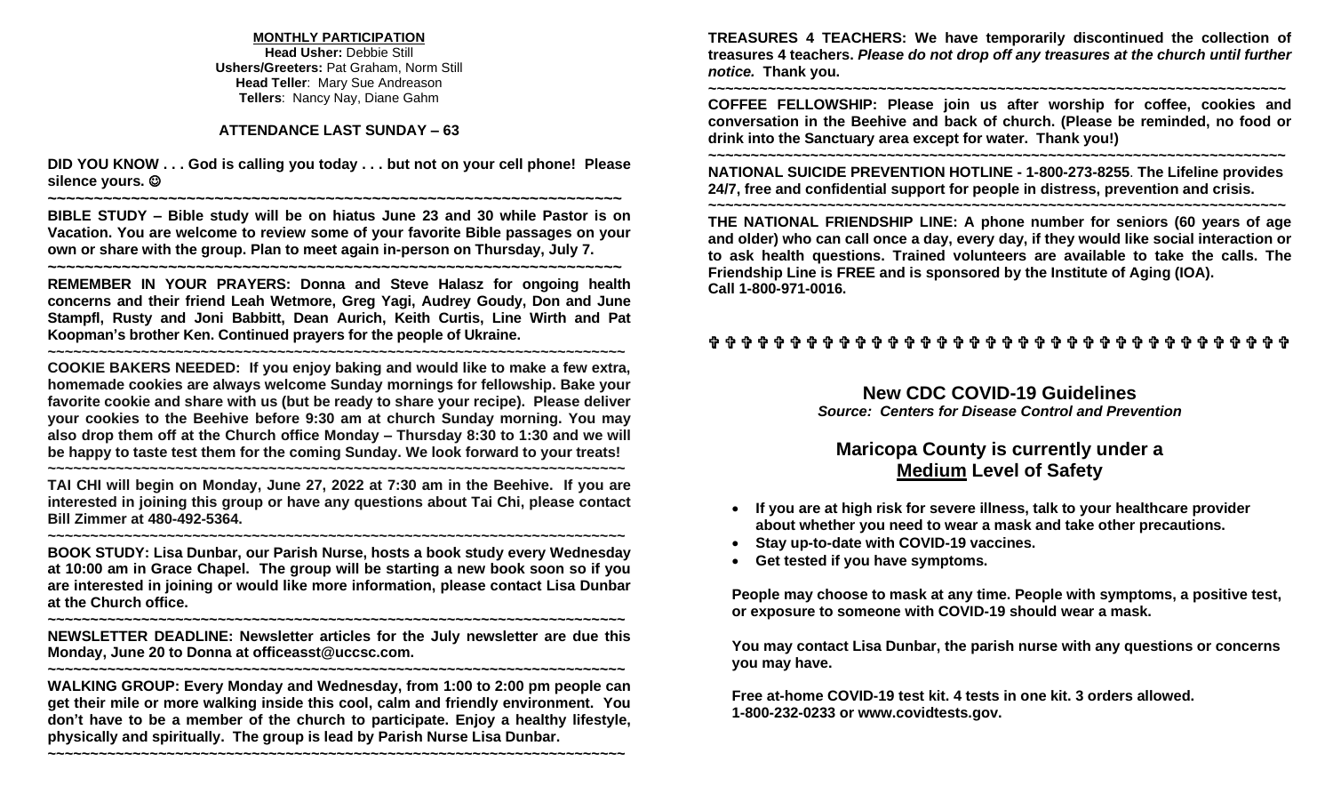**MONTHLY PARTICIPATION**

**Head Usher:** Debbie Still
**Ushers/Greeters:** Pat Graham, Norm Still
**Head Teller**: Mary Sue Andreason
**Tellers**: Nancy Nay, Diane Gahm

**ATTENDANCE LAST SUNDAY – 63**

**DID YOU KNOW . . . God is calling you today . . . but not on your cell phone! Please silence yours. ☺**

~~~~~~~~~~~~~~~~~~~~~~~~~~~~~~~~~~~~~~~~~~~~~~~~~~~~~~~~~~~~~~~~~~~~~~~~~~

**BIBLE STUDY – Bible study will be on hiatus June 23 and 30 while Pastor is on Vacation. You are welcome to review some of your favorite Bible passages on your own or share with the group. Plan to meet again in-person on Thursday, July 7.**

~~~~~~~~~~~~~~~~~~~~~~~~~~~~~~~~~~~~~~~~~~~~~~~~~~~~~~~~~~~~~~~~~~~~~~~~~~

**REMEMBER IN YOUR PRAYERS: Donna and Steve Halasz for ongoing health concerns and their friend Leah Wetmore, Greg Yagi, Audrey Goudy, Don and June Stampfl, Rusty and Joni Babbitt, Dean Aurich, Keith Curtis, Line Wirth and Pat Koopman's brother Ken. Continued prayers for the people of Ukraine.**

~~~~~~~~~~~~~~~~~~~~~~~~~~~~~~~~~~~~~~~~~~~~~~~~~~~~~~~~~~~~~~~~~~~~~~~~~~

**COOKIE BAKERS NEEDED: If you enjoy baking and would like to make a few extra, homemade cookies are always welcome Sunday mornings for fellowship. Bake your favorite cookie and share with us (but be ready to share your recipe). Please deliver your cookies to the Beehive before 9:30 am at church Sunday morning. You may also drop them off at the Church office Monday – Thursday 8:30 to 1:30 and we will be happy to taste test them for the coming Sunday. We look forward to your treats!**

~~~~~~~~~~~~~~~~~~~~~~~~~~~~~~~~~~~~~~~~~~~~~~~~~~~~~~~~~~~~~~~~~~~~~~~~~~

**TAI CHI will begin on Monday, June 27, 2022 at 7:30 am in the Beehive. If you are interested in joining this group or have any questions about Tai Chi, please contact Bill Zimmer at 480-492-5364.**

~~~~~~~~~~~~~~~~~~~~~~~~~~~~~~~~~~~~~~~~~~~~~~~~~~~~~~~~~~~~~~~~~~~~~~~~~~

**BOOK STUDY: Lisa Dunbar, our Parish Nurse, hosts a book study every Wednesday at 10:00 am in Grace Chapel. The group will be starting a new book soon so if you are interested in joining or would like more information, please contact Lisa Dunbar at the Church office.**

~~~~~~~~~~~~~~~~~~~~~~~~~~~~~~~~~~~~~~~~~~~~~~~~~~~~~~~~~~~~~~~~~~~~~~~~~~

**NEWSLETTER DEADLINE: Newsletter articles for the July newsletter are due this Monday, June 20 to Donna at officeasst@uccsc.com.**

~~~~~~~~~~~~~~~~~~~~~~~~~~~~~~~~~~~~~~~~~~~~~~~~~~~~~~~~~~~~~~~~~~~~~~~~~~

**WALKING GROUP: Every Monday and Wednesday, from 1:00 to 2:00 pm people can get their mile or more walking inside this cool, calm and friendly environment. You don't have to be a member of the church to participate. Enjoy a healthy lifestyle, physically and spiritually. The group is lead by Parish Nurse Lisa Dunbar.**

~~~~~~~~~~~~~~~~~~~~~~~~~~~~~~~~~~~~~~~~~~~~~~~~~~~~~~~~~~~~~~~~~~~~~~~~~~

**TREASURES 4 TEACHERS: We have temporarily discontinued the collection of treasures 4 teachers. *Please do not drop off any treasures at the church until further notice.* Thank you.**

~~~~~~~~~~~~~~~~~~~~~~~~~~~~~~~~~~~~~~~~~~~~~~~~~~~~~~~~~~~~~~~~~~~~~~~~~~

**COFFEE FELLOWSHIP: Please join us after worship for coffee, cookies and conversation in the Beehive and back of church. (Please be reminded, no food or drink into the Sanctuary area except for water. Thank you!)**

~~~~~~~~~~~~~~~~~~~~~~~~~~~~~~~~~~~~~~~~~~~~~~~~~~~~~~~~~~~~~~~~~~~~~~~~~~

**NATIONAL SUICIDE PREVENTION HOTLINE - 1-800-273-8255. The Lifeline provides 24/7, free and confidential support for people in distress, prevention and crisis.**

~~~~~~~~~~~~~~~~~~~~~~~~~~~~~~~~~~~~~~~~~~~~~~~~~~~~~~~~~~~~~~~~~~~~~~~~~~

**THE NATIONAL FRIENDSHIP LINE: A phone number for seniors (60 years of age and older) who can call once a day, every day, if they would like social interaction or to ask health questions. Trained volunteers are available to take the calls. The Friendship Line is FREE and is sponsored by the Institute of Aging (IOA).**
**Call 1-800-971-0016.**

✞ ✞ ✞ ✞ ✞ ✞ ✞ ✞ ✞ ✞ ✞ ✞ ✞ ✞ ✞ ✞ ✞ ✞ ✞ ✞ ✞ ✞ ✞ ✞ ✞ ✞ ✞ ✞ ✞ ✞ ✞ ✞ ✞ ✞ ✞ ✞

## New CDC COVID-19 Guidelines

***Source: Centers for Disease Control and Prevention***

## Maricopa County is currently under a Medium Level of Safety

- **If you are at high risk for severe illness, talk to your healthcare provider about whether you need to wear a mask and take other precautions.**
- **Stay up-to-date with COVID-19 vaccines.**
- **Get tested if you have symptoms.**

**People may choose to mask at any time. People with symptoms, a positive test, or exposure to someone with COVID-19 should wear a mask.**

**You may contact Lisa Dunbar, the parish nurse with any questions or concerns you may have.**

**Free at-home COVID-19 test kit. 4 tests in one kit. 3 orders allowed.**
**1-800-232-0233 or www.covidtests.gov.**